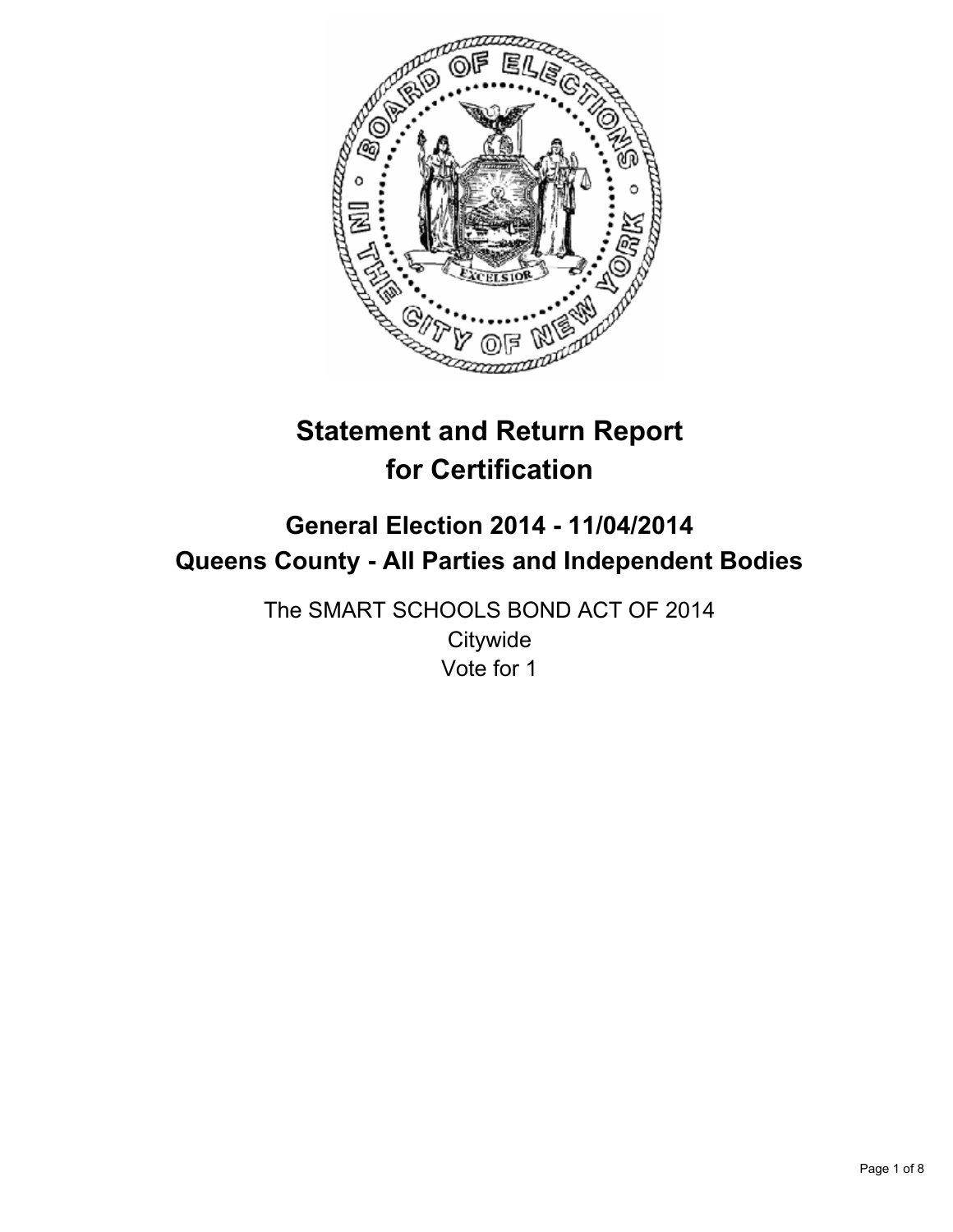# Statement and Return Report for Certification

## General Election 2014 - 11/04/2014
## Queens County - All Parties and Independent Bodies

The SMART SCHOOLS BOND ACT OF 2014
Citywide
Vote for 1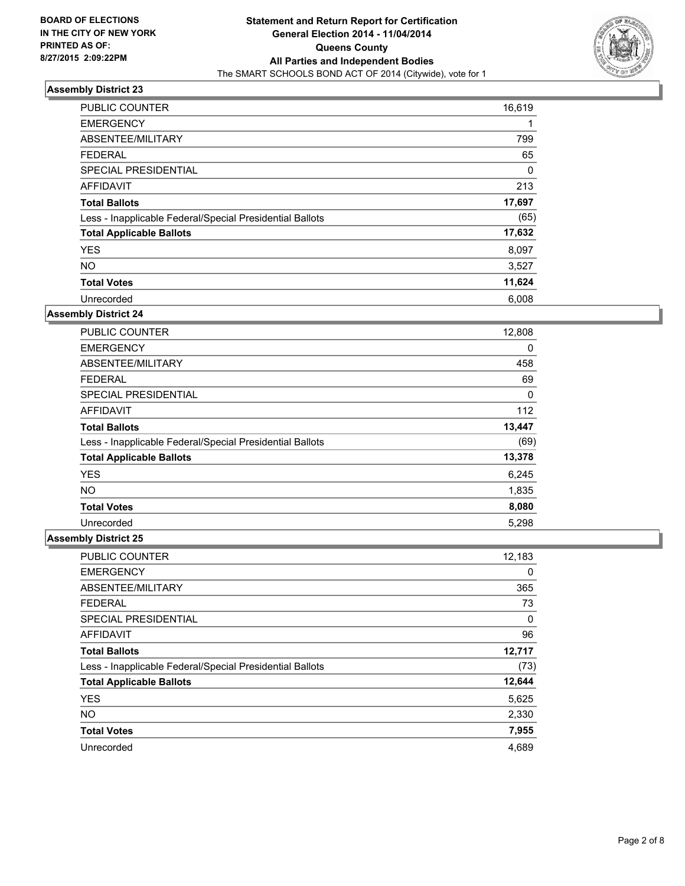BOARD OF ELECTIONS
IN THE CITY OF NEW YORK
PRINTED AS OF:
8/27/2015 2:09:22PM

**Statement and Return Report for Certification**
**General Election 2014 - 11/04/2014**
**Queens County**
**All Parties and Independent Bodies**
The SMART SCHOOLS BOND ACT OF 2014 (Citywide), vote for 1

### Assembly District 23

| | |
|---|---|
| PUBLIC COUNTER | 16,619 |
| EMERGENCY | 1 |
| ABSENTEE/MILITARY | 799 |
| FEDERAL | 65 |
| SPECIAL PRESIDENTIAL | 0 |
| AFFIDAVIT | 213 |
| **Total Ballots** | **17,697** |
| Less - Inapplicable Federal/Special Presidential Ballots | (65) |
| **Total Applicable Ballots** | **17,632** |
| YES | 8,097 |
| NO | 3,527 |
| **Total Votes** | **11,624** |
| Unrecorded | 6,008 |

### Assembly District 24

| | |
|---|---|
| PUBLIC COUNTER | 12,808 |
| EMERGENCY | 0 |
| ABSENTEE/MILITARY | 458 |
| FEDERAL | 69 |
| SPECIAL PRESIDENTIAL | 0 |
| AFFIDAVIT | 112 |
| **Total Ballots** | **13,447** |
| Less - Inapplicable Federal/Special Presidential Ballots | (69) |
| **Total Applicable Ballots** | **13,378** |
| YES | 6,245 |
| NO | 1,835 |
| **Total Votes** | **8,080** |
| Unrecorded | 5,298 |

### Assembly District 25

| | |
|---|---|
| PUBLIC COUNTER | 12,183 |
| EMERGENCY | 0 |
| ABSENTEE/MILITARY | 365 |
| FEDERAL | 73 |
| SPECIAL PRESIDENTIAL | 0 |
| AFFIDAVIT | 96 |
| **Total Ballots** | **12,717** |
| Less - Inapplicable Federal/Special Presidential Ballots | (73) |
| **Total Applicable Ballots** | **12,644** |
| YES | 5,625 |
| NO | 2,330 |
| **Total Votes** | **7,955** |
| Unrecorded | 4,689 |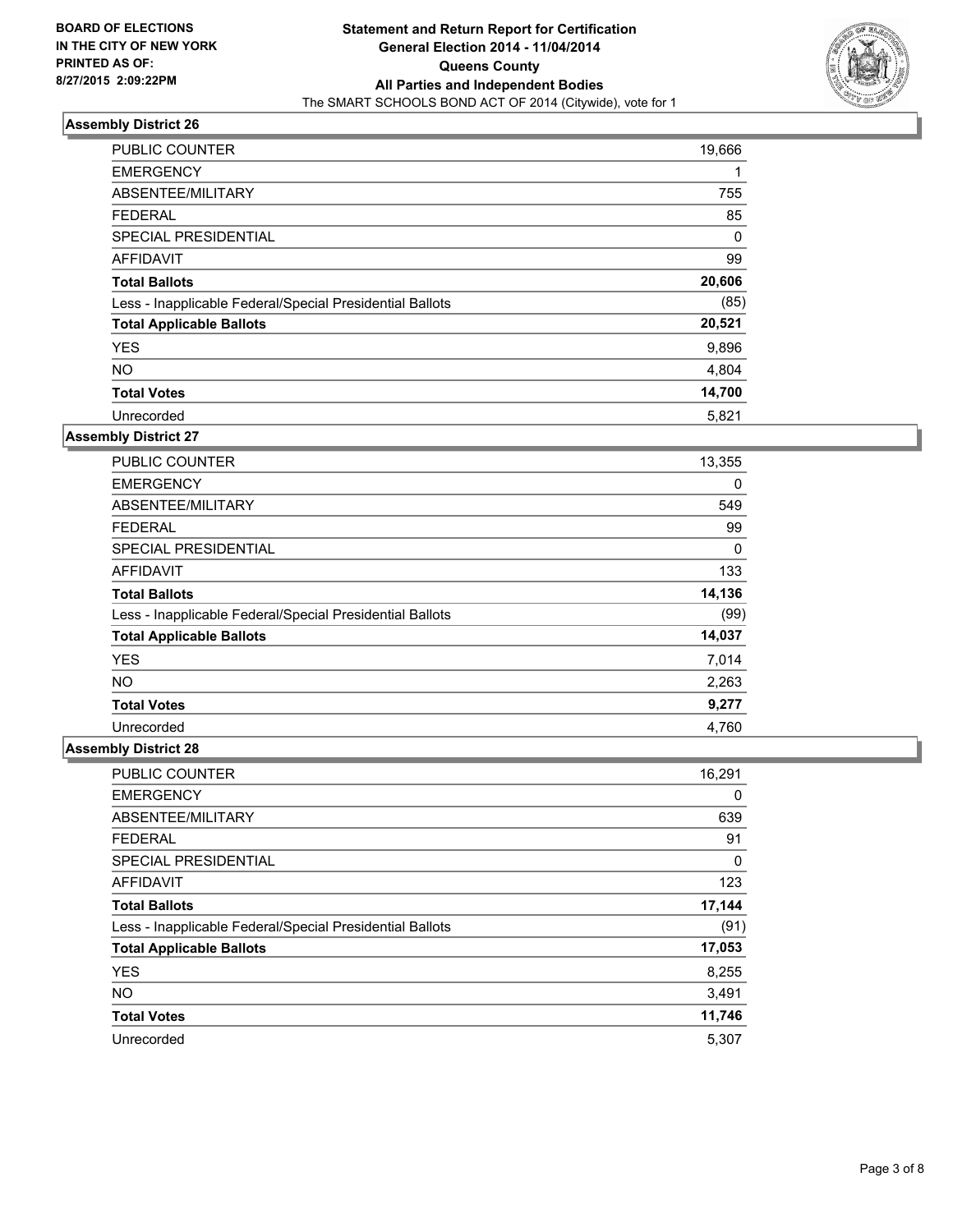BOARD OF ELECTIONS
IN THE CITY OF NEW YORK
PRINTED AS OF:
8/27/2015 2:09:22PM

**Statement and Return Report for Certification**
**General Election 2014 - 11/04/2014**
**Queens County**
**All Parties and Independent Bodies**
The SMART SCHOOLS BOND ACT OF 2014 (Citywide), vote for 1

### Assembly District 26

| | |
|---|---|
| PUBLIC COUNTER | 19,666 |
| EMERGENCY | 1 |
| ABSENTEE/MILITARY | 755 |
| FEDERAL | 85 |
| SPECIAL PRESIDENTIAL | 0 |
| AFFIDAVIT | 99 |
| **Total Ballots** | **20,606** |
| Less - Inapplicable Federal/Special Presidential Ballots | (85) |
| **Total Applicable Ballots** | **20,521** |
| YES | 9,896 |
| NO | 4,804 |
| **Total Votes** | **14,700** |
| Unrecorded | 5,821 |

### Assembly District 27

| | |
|---|---|
| PUBLIC COUNTER | 13,355 |
| EMERGENCY | 0 |
| ABSENTEE/MILITARY | 549 |
| FEDERAL | 99 |
| SPECIAL PRESIDENTIAL | 0 |
| AFFIDAVIT | 133 |
| **Total Ballots** | **14,136** |
| Less - Inapplicable Federal/Special Presidential Ballots | (99) |
| **Total Applicable Ballots** | **14,037** |
| YES | 7,014 |
| NO | 2,263 |
| **Total Votes** | **9,277** |
| Unrecorded | 4,760 |

### Assembly District 28

| | |
|---|---|
| PUBLIC COUNTER | 16,291 |
| EMERGENCY | 0 |
| ABSENTEE/MILITARY | 639 |
| FEDERAL | 91 |
| SPECIAL PRESIDENTIAL | 0 |
| AFFIDAVIT | 123 |
| **Total Ballots** | **17,144** |
| Less - Inapplicable Federal/Special Presidential Ballots | (91) |
| **Total Applicable Ballots** | **17,053** |
| YES | 8,255 |
| NO | 3,491 |
| **Total Votes** | **11,746** |
| Unrecorded | 5,307 |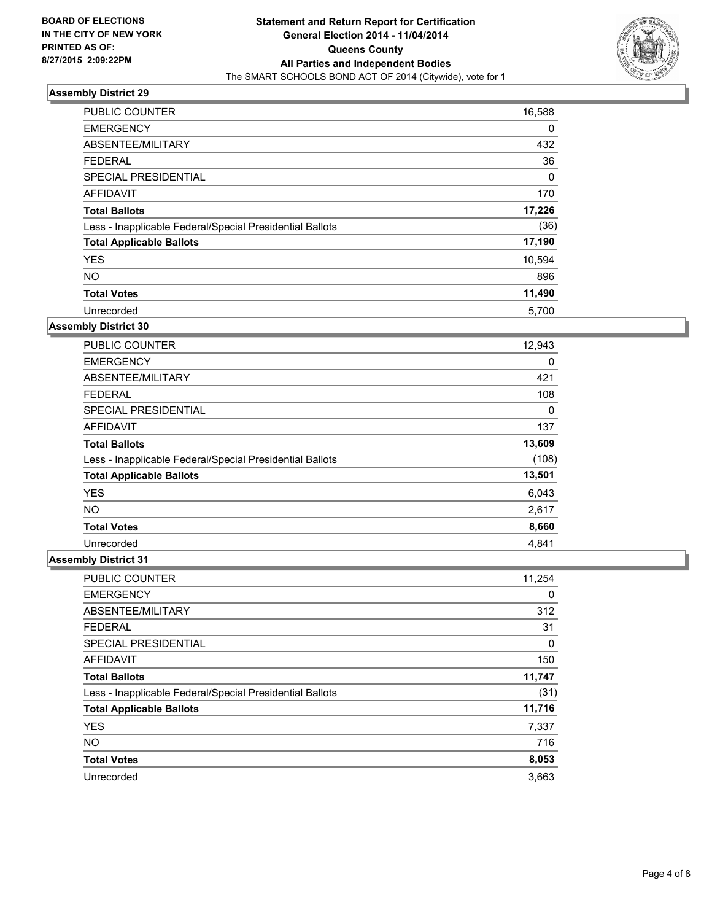**BOARD OF ELECTIONS IN THE CITY OF NEW YORK PRINTED AS OF: 8/27/2015 2:09:22PM**

**Statement and Return Report for Certification General Election 2014 - 11/04/2014 Queens County All Parties and Independent Bodies**

The SMART SCHOOLS BOND ACT OF 2014 (Citywide), vote for 1

### Assembly District 29

| | |
|---|---|
| PUBLIC COUNTER | 16,588 |
| EMERGENCY | 0 |
| ABSENTEE/MILITARY | 432 |
| FEDERAL | 36 |
| SPECIAL PRESIDENTIAL | 0 |
| AFFIDAVIT | 170 |
| **Total Ballots** | **17,226** |
| Less - Inapplicable Federal/Special Presidential Ballots | (36) |
| **Total Applicable Ballots** | **17,190** |
| YES | 10,594 |
| NO | 896 |
| **Total Votes** | **11,490** |
| Unrecorded | 5,700 |

### Assembly District 30

| | |
|---|---|
| PUBLIC COUNTER | 12,943 |
| EMERGENCY | 0 |
| ABSENTEE/MILITARY | 421 |
| FEDERAL | 108 |
| SPECIAL PRESIDENTIAL | 0 |
| AFFIDAVIT | 137 |
| **Total Ballots** | **13,609** |
| Less - Inapplicable Federal/Special Presidential Ballots | (108) |
| **Total Applicable Ballots** | **13,501** |
| YES | 6,043 |
| NO | 2,617 |
| **Total Votes** | **8,660** |
| Unrecorded | 4,841 |

### Assembly District 31

| | |
|---|---|
| PUBLIC COUNTER | 11,254 |
| EMERGENCY | 0 |
| ABSENTEE/MILITARY | 312 |
| FEDERAL | 31 |
| SPECIAL PRESIDENTIAL | 0 |
| AFFIDAVIT | 150 |
| **Total Ballots** | **11,747** |
| Less - Inapplicable Federal/Special Presidential Ballots | (31) |
| **Total Applicable Ballots** | **11,716** |
| YES | 7,337 |
| NO | 716 |
| **Total Votes** | **8,053** |
| Unrecorded | 3,663 |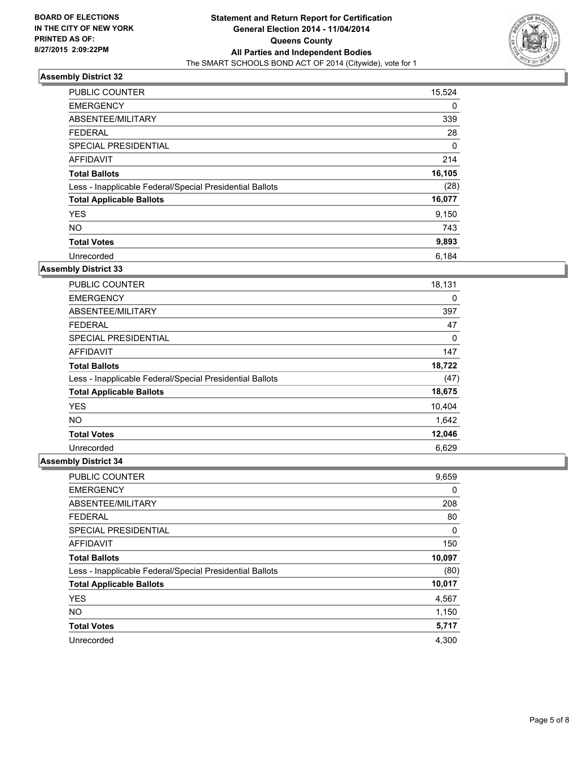**BOARD OF ELECTIONS IN THE CITY OF NEW YORK PRINTED AS OF: 8/27/2015 2:09:22PM**

**Statement and Return Report for Certification General Election 2014 - 11/04/2014 Queens County All Parties and Independent Bodies**
The SMART SCHOOLS BOND ACT OF 2014 (Citywide), vote for 1

### Assembly District 32

| | |
|---|---|
| PUBLIC COUNTER | 15,524 |
| EMERGENCY | 0 |
| ABSENTEE/MILITARY | 339 |
| FEDERAL | 28 |
| SPECIAL PRESIDENTIAL | 0 |
| AFFIDAVIT | 214 |
| **Total Ballots** | **16,105** |
| Less - Inapplicable Federal/Special Presidential Ballots | (28) |
| **Total Applicable Ballots** | **16,077** |
| YES | 9,150 |
| NO | 743 |
| **Total Votes** | **9,893** |
| Unrecorded | 6,184 |

### Assembly District 33

| | |
|---|---|
| PUBLIC COUNTER | 18,131 |
| EMERGENCY | 0 |
| ABSENTEE/MILITARY | 397 |
| FEDERAL | 47 |
| SPECIAL PRESIDENTIAL | 0 |
| AFFIDAVIT | 147 |
| **Total Ballots** | **18,722** |
| Less - Inapplicable Federal/Special Presidential Ballots | (47) |
| **Total Applicable Ballots** | **18,675** |
| YES | 10,404 |
| NO | 1,642 |
| **Total Votes** | **12,046** |
| Unrecorded | 6,629 |

### Assembly District 34

| | |
|---|---|
| PUBLIC COUNTER | 9,659 |
| EMERGENCY | 0 |
| ABSENTEE/MILITARY | 208 |
| FEDERAL | 80 |
| SPECIAL PRESIDENTIAL | 0 |
| AFFIDAVIT | 150 |
| **Total Ballots** | **10,097** |
| Less - Inapplicable Federal/Special Presidential Ballots | (80) |
| **Total Applicable Ballots** | **10,017** |
| YES | 4,567 |
| NO | 1,150 |
| **Total Votes** | **5,717** |
| Unrecorded | 4,300 |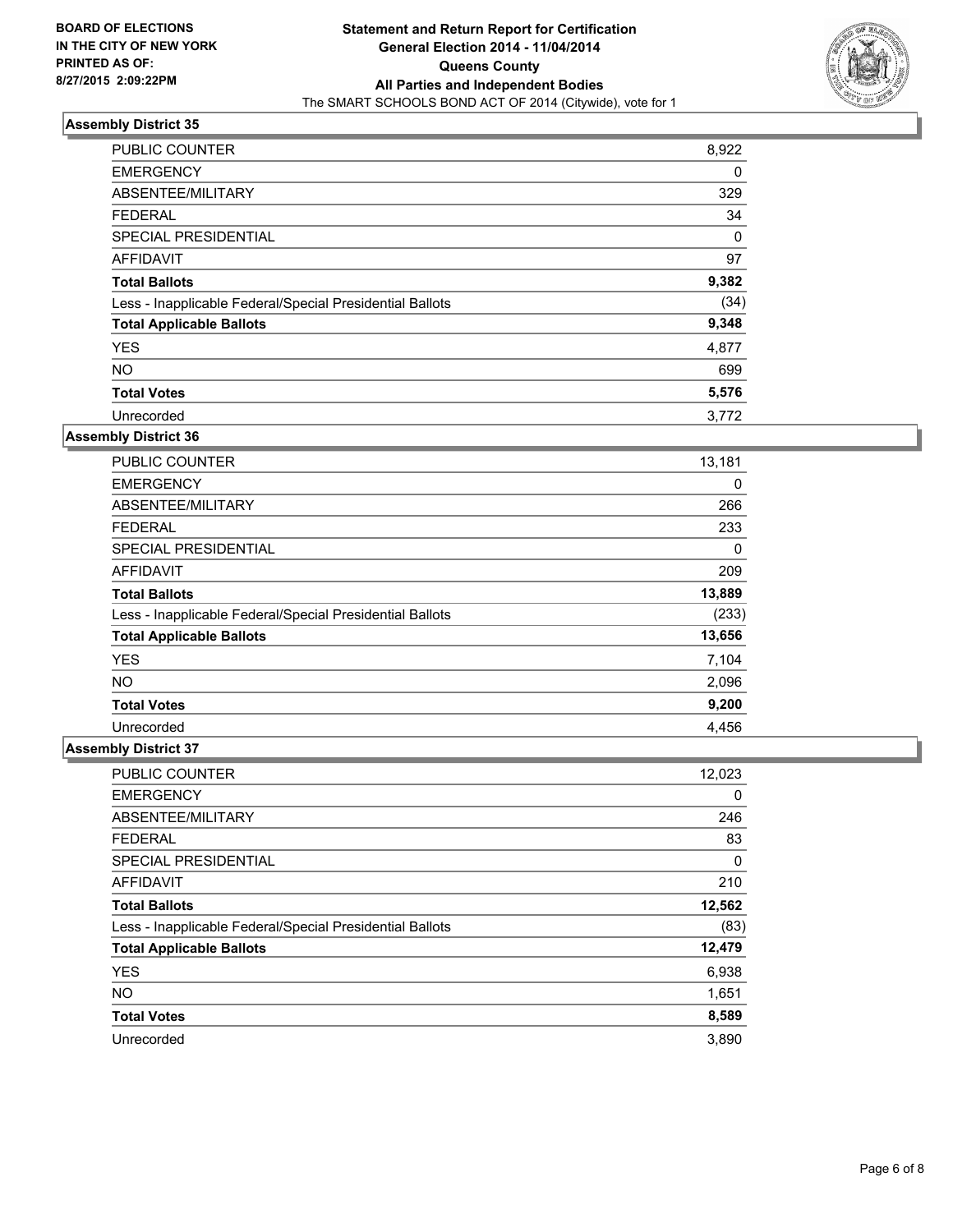BOARD OF ELECTIONS
IN THE CITY OF NEW YORK
PRINTED AS OF:
8/27/2015 2:09:22PM

**Statement and Return Report for Certification**
**General Election 2014 - 11/04/2014**
**Queens County**
**All Parties and Independent Bodies**
The SMART SCHOOLS BOND ACT OF 2014 (Citywide), vote for 1

### Assembly District 35

| | |
|---|---|
| PUBLIC COUNTER | 8,922 |
| EMERGENCY | 0 |
| ABSENTEE/MILITARY | 329 |
| FEDERAL | 34 |
| SPECIAL PRESIDENTIAL | 0 |
| AFFIDAVIT | 97 |
| **Total Ballots** | **9,382** |
| Less - Inapplicable Federal/Special Presidential Ballots | (34) |
| **Total Applicable Ballots** | **9,348** |
| YES | 4,877 |
| NO | 699 |
| **Total Votes** | **5,576** |
| Unrecorded | 3,772 |

### Assembly District 36

| | |
|---|---|
| PUBLIC COUNTER | 13,181 |
| EMERGENCY | 0 |
| ABSENTEE/MILITARY | 266 |
| FEDERAL | 233 |
| SPECIAL PRESIDENTIAL | 0 |
| AFFIDAVIT | 209 |
| **Total Ballots** | **13,889** |
| Less - Inapplicable Federal/Special Presidential Ballots | (233) |
| **Total Applicable Ballots** | **13,656** |
| YES | 7,104 |
| NO | 2,096 |
| **Total Votes** | **9,200** |
| Unrecorded | 4,456 |

### Assembly District 37

| | |
|---|---|
| PUBLIC COUNTER | 12,023 |
| EMERGENCY | 0 |
| ABSENTEE/MILITARY | 246 |
| FEDERAL | 83 |
| SPECIAL PRESIDENTIAL | 0 |
| AFFIDAVIT | 210 |
| **Total Ballots** | **12,562** |
| Less - Inapplicable Federal/Special Presidential Ballots | (83) |
| **Total Applicable Ballots** | **12,479** |
| YES | 6,938 |
| NO | 1,651 |
| **Total Votes** | **8,589** |
| Unrecorded | 3,890 |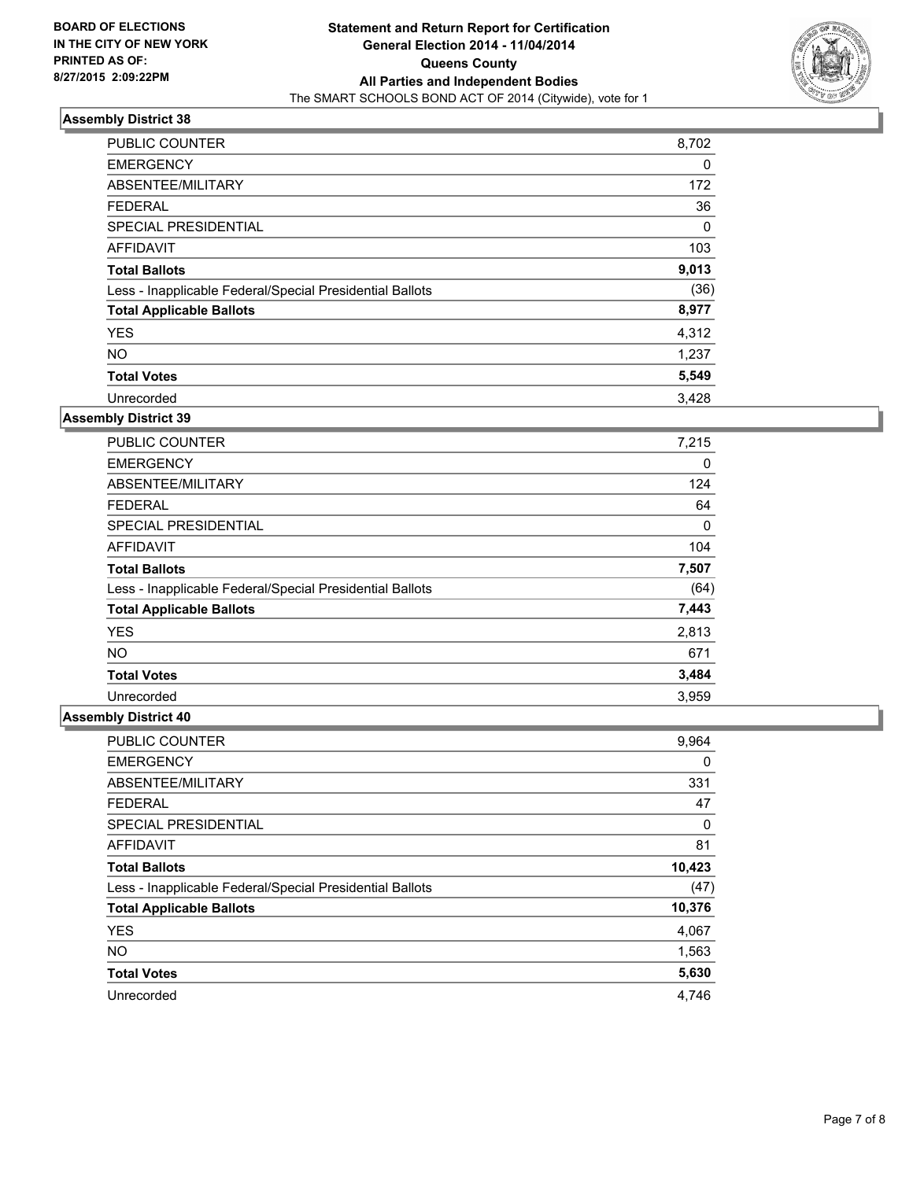BOARD OF ELECTIONS
IN THE CITY OF NEW YORK
PRINTED AS OF:
8/27/2015 2:09:22PM

**Statement and Return Report for Certification**
**General Election 2014 - 11/04/2014**
**Queens County**
**All Parties and Independent Bodies**
The SMART SCHOOLS BOND ACT OF 2014 (Citywide), vote for 1

### Assembly District 38

| | |
|---|---|
| PUBLIC COUNTER | 8,702 |
| EMERGENCY | 0 |
| ABSENTEE/MILITARY | 172 |
| FEDERAL | 36 |
| SPECIAL PRESIDENTIAL | 0 |
| AFFIDAVIT | 103 |
| **Total Ballots** | **9,013** |
| Less - Inapplicable Federal/Special Presidential Ballots | (36) |
| **Total Applicable Ballots** | **8,977** |
| YES | 4,312 |
| NO | 1,237 |
| **Total Votes** | **5,549** |
| Unrecorded | 3,428 |

### Assembly District 39

| | |
|---|---|
| PUBLIC COUNTER | 7,215 |
| EMERGENCY | 0 |
| ABSENTEE/MILITARY | 124 |
| FEDERAL | 64 |
| SPECIAL PRESIDENTIAL | 0 |
| AFFIDAVIT | 104 |
| **Total Ballots** | **7,507** |
| Less - Inapplicable Federal/Special Presidential Ballots | (64) |
| **Total Applicable Ballots** | **7,443** |
| YES | 2,813 |
| NO | 671 |
| **Total Votes** | **3,484** |
| Unrecorded | 3,959 |

### Assembly District 40

| | |
|---|---|
| PUBLIC COUNTER | 9,964 |
| EMERGENCY | 0 |
| ABSENTEE/MILITARY | 331 |
| FEDERAL | 47 |
| SPECIAL PRESIDENTIAL | 0 |
| AFFIDAVIT | 81 |
| **Total Ballots** | **10,423** |
| Less - Inapplicable Federal/Special Presidential Ballots | (47) |
| **Total Applicable Ballots** | **10,376** |
| YES | 4,067 |
| NO | 1,563 |
| **Total Votes** | **5,630** |
| Unrecorded | 4,746 |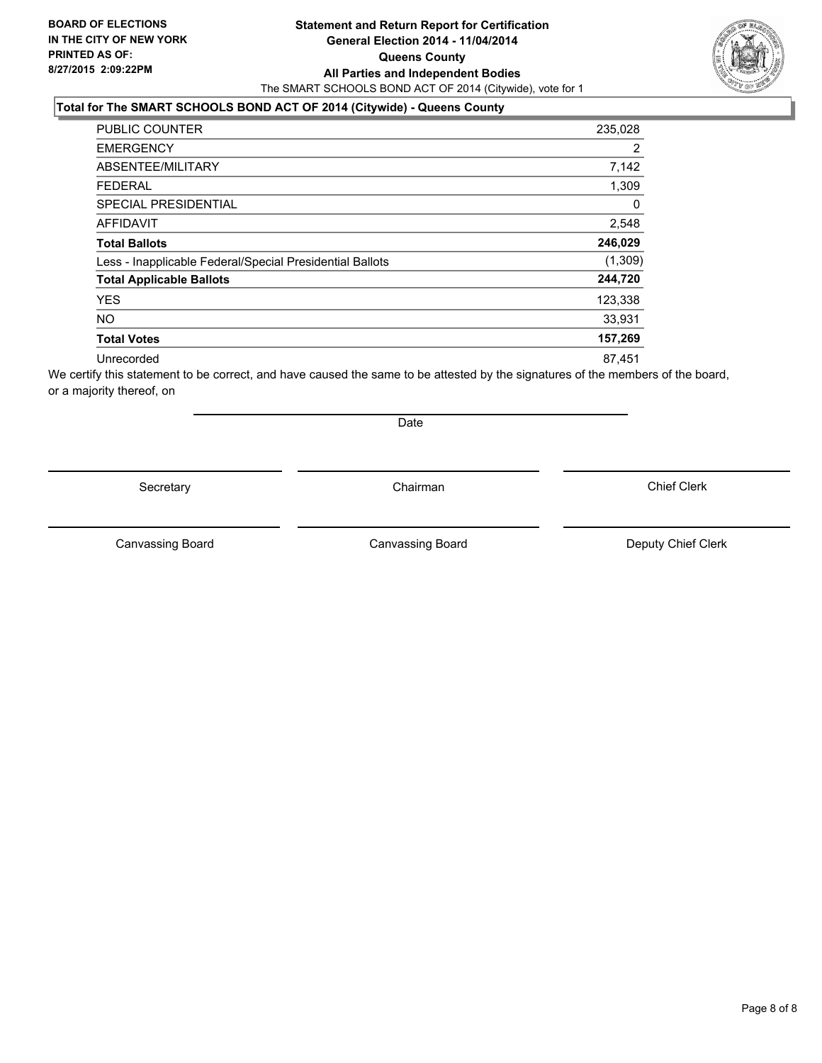**BOARD OF ELECTIONS IN THE CITY OF NEW YORK PRINTED AS OF: 8/27/2015 2:09:22PM**

**Statement and Return Report for Certification**
**General Election 2014 - 11/04/2014**
**Queens County**
**All Parties and Independent Bodies**
The SMART SCHOOLS BOND ACT OF 2014 (Citywide), vote for 1

**Total for The SMART SCHOOLS BOND ACT OF 2014 (Citywide) - Queens County**

| | |
|---|---|
| PUBLIC COUNTER | 235,028 |
| EMERGENCY | 2 |
| ABSENTEE/MILITARY | 7,142 |
| FEDERAL | 1,309 |
| SPECIAL PRESIDENTIAL | 0 |
| AFFIDAVIT | 2,548 |
| **Total Ballots** | **246,029** |
| Less - Inapplicable Federal/Special Presidential Ballots | (1,309) |
| **Total Applicable Ballots** | **244,720** |
| YES | 123,338 |
| NO | 33,931 |
| **Total Votes** | **157,269** |
| Unrecorded | 87,451 |

We certify this statement to be correct, and have caused the same to be attested by the signatures of the members of the board, or a majority thereof, on

Date

Secretary

Chairman

Chief Clerk

Canvassing Board

Canvassing Board

Deputy Chief Clerk